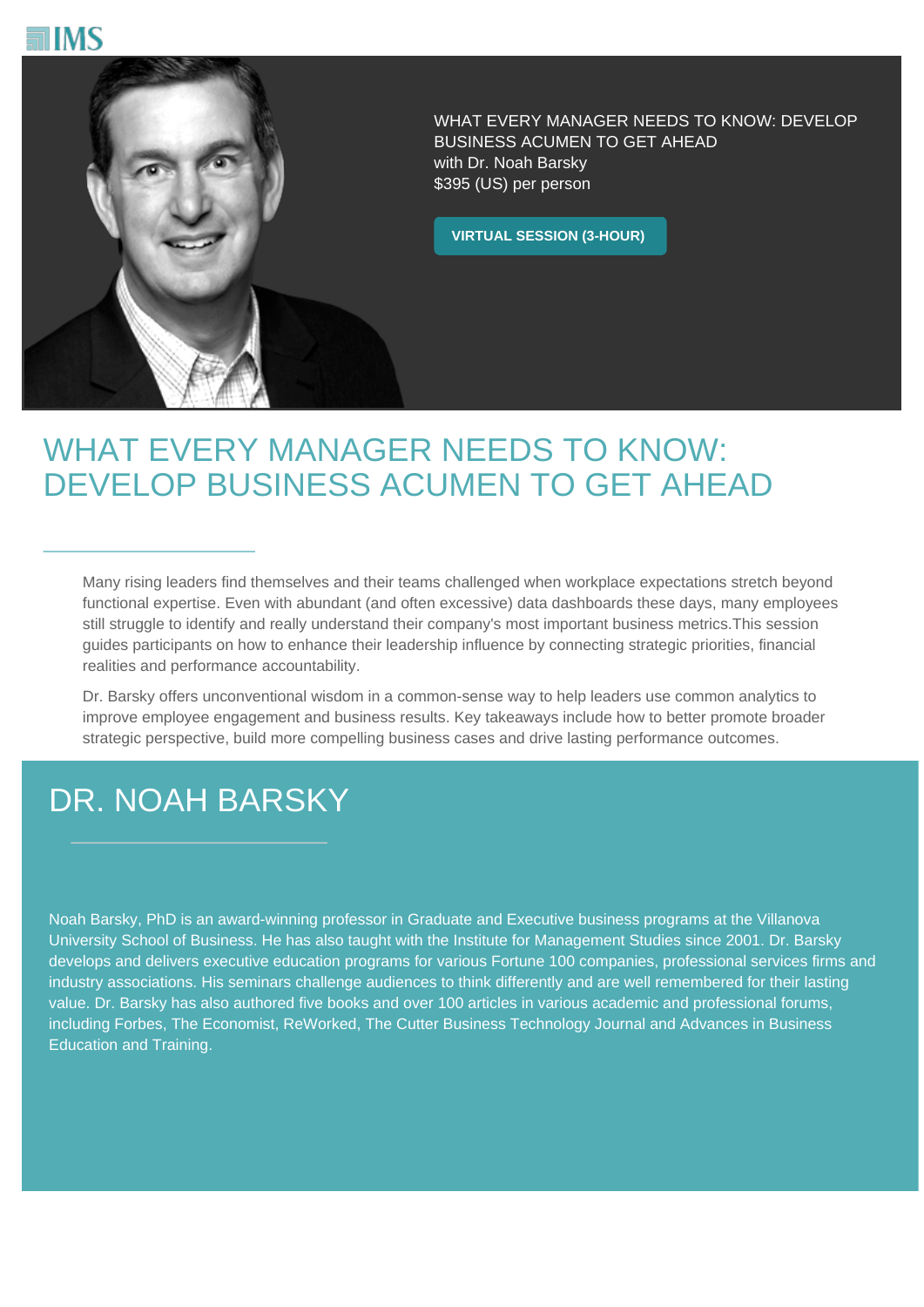IMS

WHAT EVERY MANAGER NEEDS TO KNOW: DEVELOP BUSINESS ACUMEN TO GET AHEAD
with Dr. Noah Barsky
$395 (US) per person

**VIRTUAL SESSION (3-HOUR)**

# WHAT EVERY MANAGER NEEDS TO KNOW: DEVELOP BUSINESS ACUMEN TO GET AHEAD

Many rising leaders find themselves and their teams challenged when workplace expectations stretch beyond functional expertise. Even with abundant (and often excessive) data dashboards these days, many employees still struggle to identify and really understand their company's most important business metrics.This session guides participants on how to enhance their leadership influence by connecting strategic priorities, financial realities and performance accountability.

Dr. Barsky offers unconventional wisdom in a common-sense way to help leaders use common analytics to improve employee engagement and business results. Key takeaways include how to better promote broader strategic perspective, build more compelling business cases and drive lasting performance outcomes.

## DR. NOAH BARSKY

Noah Barsky, PhD is an award-winning professor in Graduate and Executive business programs at the Villanova University School of Business. He has also taught with the Institute for Management Studies since 2001. Dr. Barsky develops and delivers executive education programs for various Fortune 100 companies, professional services firms and industry associations. His seminars challenge audiences to think differently and are well remembered for their lasting value. Dr. Barsky has also authored five books and over 100 articles in various academic and professional forums, including Forbes, The Economist, ReWorked, The Cutter Business Technology Journal and Advances in Business Education and Training.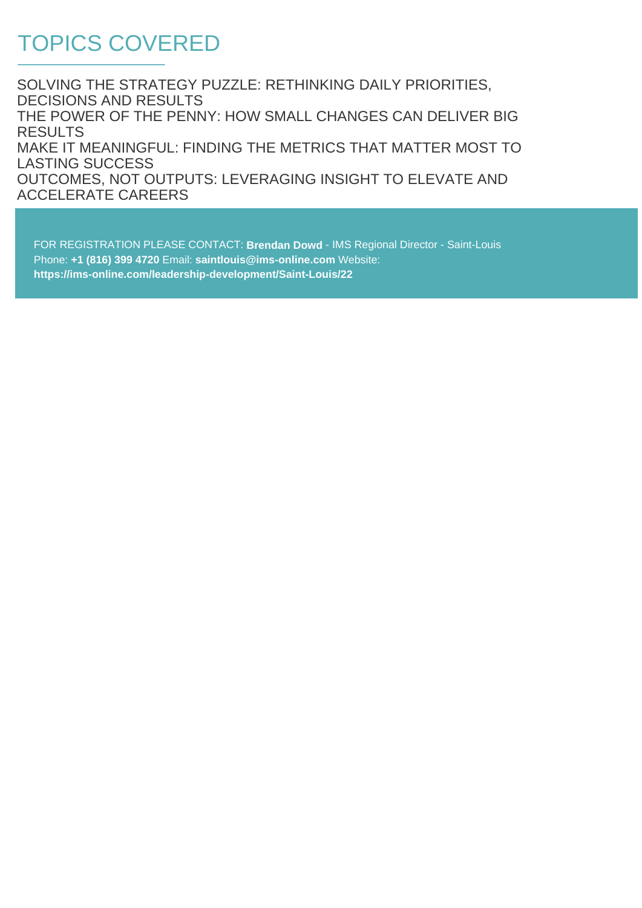# TOPICS COVERED

SOLVING THE STRATEGY PUZZLE: RETHINKING DAILY PRIORITIES, DECISIONS AND RESULTS
THE POWER OF THE PENNY: HOW SMALL CHANGES CAN DELIVER BIG RESULTS
MAKE IT MEANINGFUL: FINDING THE METRICS THAT MATTER MOST TO LASTING SUCCESS
OUTCOMES, NOT OUTPUTS: LEVERAGING INSIGHT TO ELEVATE AND ACCELERATE CAREERS

FOR REGISTRATION PLEASE CONTACT: **Brendan Dowd** - IMS Regional Director - Saint-Louis
Phone: **+1 (816) 399 4720** Email: **saintlouis@ims-online.com** Website: **https://ims-online.com/leadership-development/Saint-Louis/22**